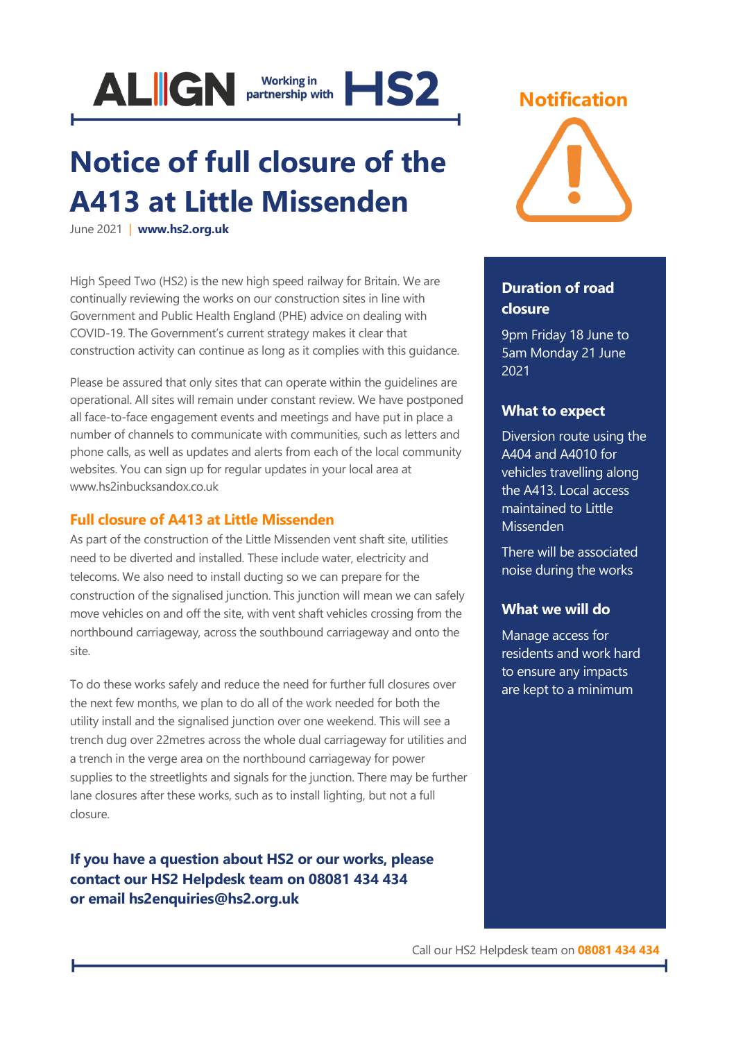ALIGN Working in partnership with HS2

# Notice of full closure of the A413 at Little Missenden

June 2021 | **www.hs2.org.uk**

High Speed Two (HS2) is the new high speed railway for Britain. We are continually reviewing the works on our construction sites in line with Government and Public Health England (PHE) advice on dealing with COVID-19. The Government's current strategy makes it clear that construction activity can continue as long as it complies with this guidance.

Please be assured that only sites that can operate within the guidelines are operational. All sites will remain under constant review. We have postponed all face-to-face engagement events and meetings and have put in place a number of channels to communicate with communities, such as letters and phone calls, as well as updates and alerts from each of the local community websites. You can sign up for regular updates in your local area at www.hs2inbucksandox.co.uk

## Full closure of A413 at Little Missenden

As part of the construction of the Little Missenden vent shaft site, utilities need to be diverted and installed. These include water, electricity and telecoms. We also need to install ducting so we can prepare for the construction of the signalised junction. This junction will mean we can safely move vehicles on and off the site, with vent shaft vehicles crossing from the northbound carriageway, across the southbound carriageway and onto the site.

To do these works safely and reduce the need for further full closures over the next few months, we plan to do all of the work needed for both the utility install and the signalised junction over one weekend. This will see a trench dug over 22metres across the whole dual carriageway for utilities and a trench in the verge area on the northbound carriageway for power supplies to the streetlights and signals for the junction. There may be further lane closures after these works, such as to install lighting, but not a full closure.

**If you have a question about HS2 or our works, please contact our HS2 Helpdesk team on 08081 434 434 or email hs2enquiries@hs2.org.uk**

## Notification

### Duration of road closure

9pm Friday 18 June to 5am Monday 21 June 2021

### What to expect

Diversion route using the A404 and A4010 for vehicles travelling along the A413. Local access maintained to Little Missenden

There will be associated noise during the works

### What we will do

Manage access for residents and work hard to ensure any impacts are kept to a minimum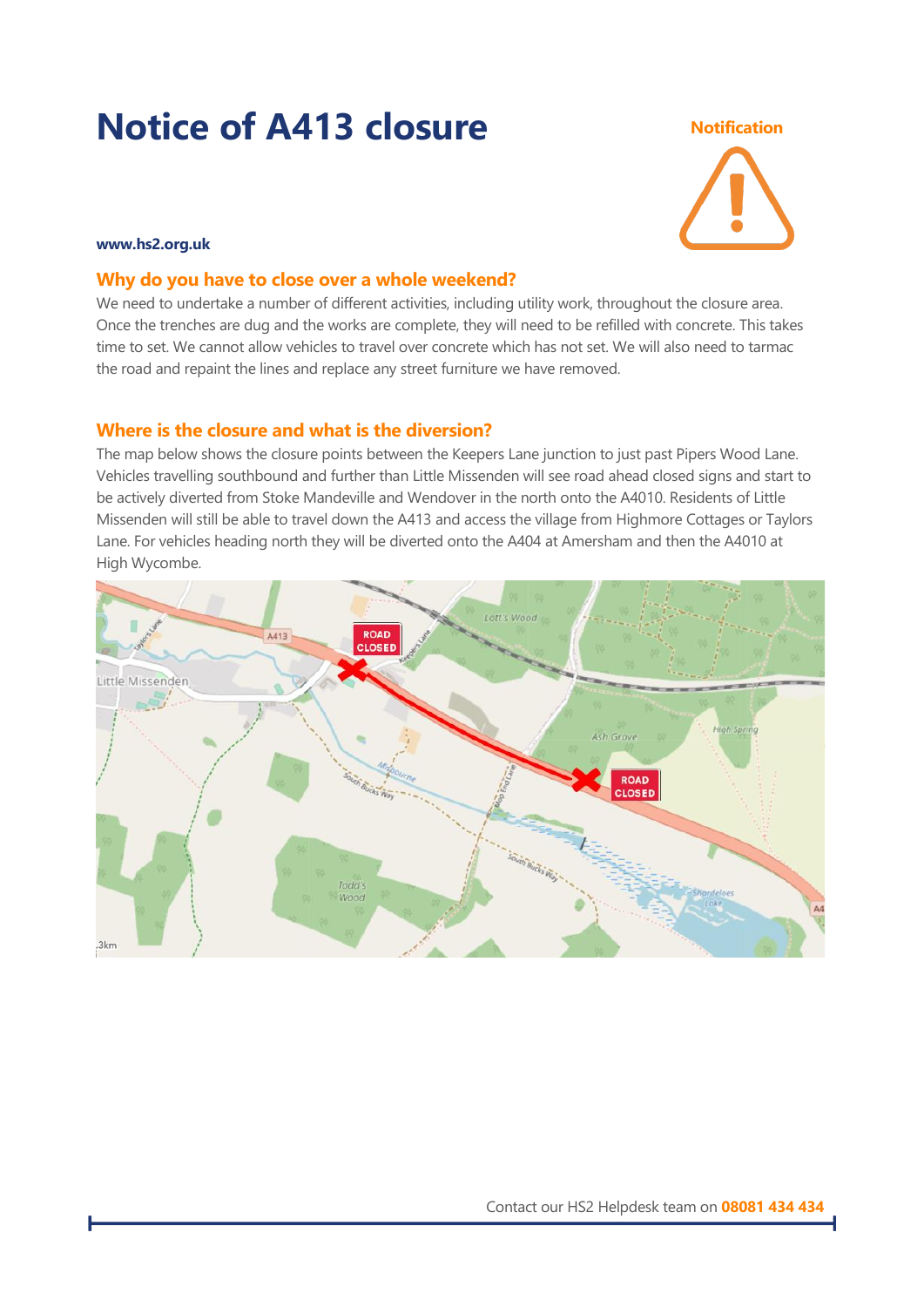# Notice of A413 closure

Notification

**www.hs2.org.uk**

## Why do you have to close over a whole weekend?

We need to undertake a number of different activities, including utility work, throughout the closure area. Once the trenches are dug and the works are complete, they will need to be refilled with concrete. This takes time to set. We cannot allow vehicles to travel over concrete which has not set. We will also need to tarmac the road and repaint the lines and replace any street furniture we have removed.

## Where is the closure and what is the diversion?

The map below shows the closure points between the Keepers Lane junction to just past Pipers Wood Lane. Vehicles travelling southbound and further than Little Missenden will see road ahead closed signs and start to be actively diverted from Stoke Mandeville and Wendover in the north onto the A4010. Residents of Little Missenden will still be able to travel down the A413 and access the village from Highmore Cottages or Taylors Lane. For vehicles heading north they will be diverted onto the A404 at Amersham and then the A4010 at High Wycombe.

Contact our HS2 Helpdesk team on **08081 434 434**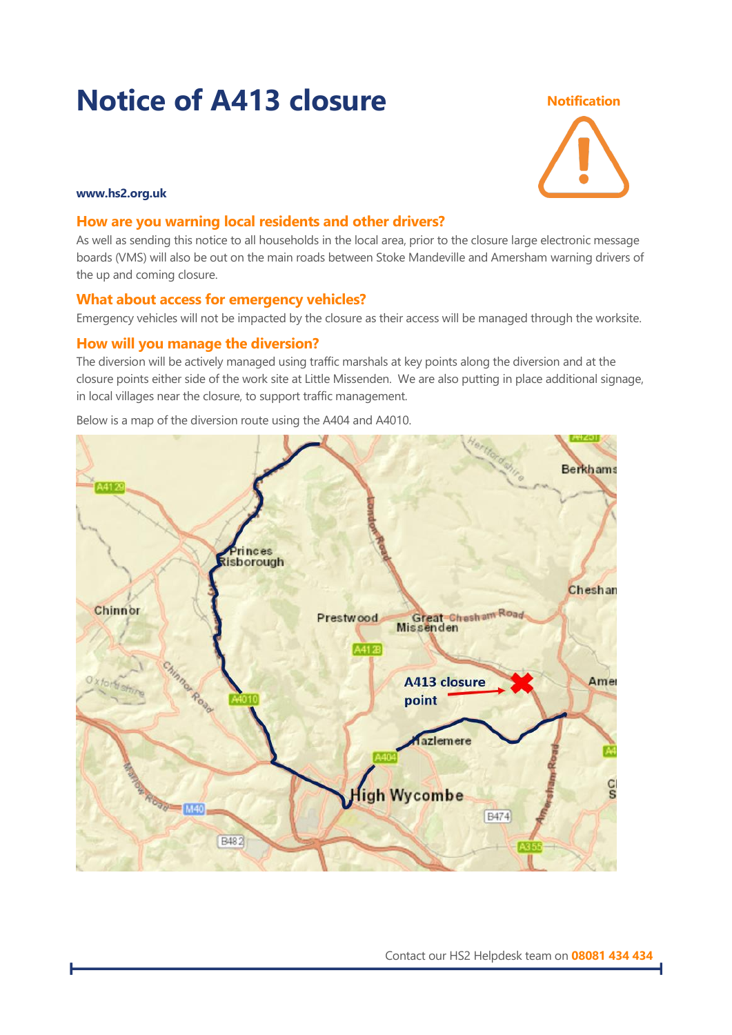# Notice of A413 closure

Notification

**www.hs2.org.uk**

### How are you warning local residents and other drivers?

As well as sending this notice to all households in the local area, prior to the closure large electronic message boards (VMS) will also be out on the main roads between Stoke Mandeville and Amersham warning drivers of the up and coming closure.

### What about access for emergency vehicles?

Emergency vehicles will not be impacted by the closure as their access will be managed through the worksite.

### How will you manage the diversion?

The diversion will be actively managed using traffic marshals at key points along the diversion and at the closure points either side of the work site at Little Missenden. We are also putting in place additional signage, in local villages near the closure, to support traffic management.

Below is a map of the diversion route using the A404 and A4010.

Contact our HS2 Helpdesk team on **08081 434 434**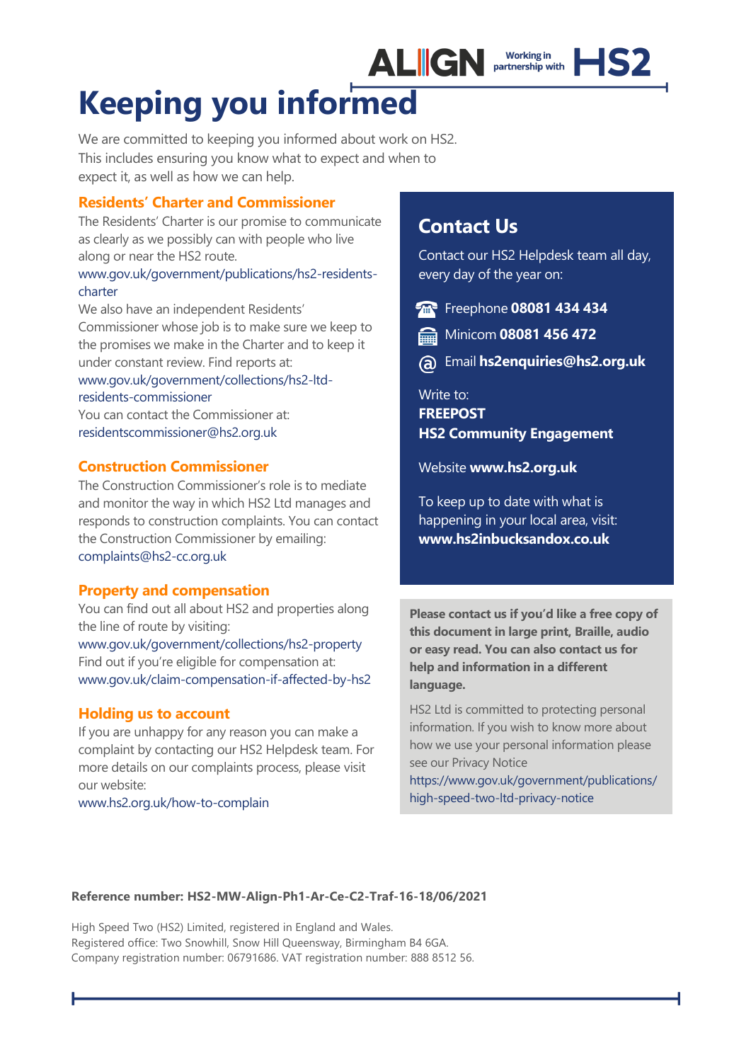# Keeping you informed

We are committed to keeping you informed about work on HS2. This includes ensuring you know what to expect and when to expect it, as well as how we can help.

## Residents' Charter and Commissioner

The Residents' Charter is our promise to communicate as clearly as we possibly can with people who live along or near the HS2 route.

www.gov.uk/government/publications/hs2-residents-charter

We also have an independent Residents' Commissioner whose job is to make sure we keep to the promises we make in the Charter and to keep it under constant review. Find reports at:

www.gov.uk/government/collections/hs2-ltd-residents-commissioner

You can contact the Commissioner at:

residentscommissioner@hs2.org.uk

## Construction Commissioner

The Construction Commissioner's role is to mediate and monitor the way in which HS2 Ltd manages and responds to construction complaints. You can contact the Construction Commissioner by emailing:

complaints@hs2-cc.org.uk

## Property and compensation

You can find out all about HS2 and properties along the line of route by visiting:

www.gov.uk/government/collections/hs2-property

Find out if you're eligible for compensation at:

www.gov.uk/claim-compensation-if-affected-by-hs2

## Holding us to account

If you are unhappy for any reason you can make a complaint by contacting our HS2 Helpdesk team. For more details on our complaints process, please visit our website:

www.hs2.org.uk/how-to-complain

## Contact Us

Contact our HS2 Helpdesk team all day, every day of the year on:

- Freephone **08081 434 434**
- Minicom **08081 456 472**
- Email **hs2enquiries@hs2.org.uk**

Write to:
**FREEPOST**
**HS2 Community Engagement**

Website **www.hs2.org.uk**

To keep up to date with what is happening in your local area, visit:
**www.hs2inbucksandox.co.uk**

**Please contact us if you'd like a free copy of this document in large print, Braille, audio or easy read. You can also contact us for help and information in a different language.**

HS2 Ltd is committed to protecting personal information. If you wish to know more about how we use your personal information please see our Privacy Notice https://www.gov.uk/government/publications/high-speed-two-ltd-privacy-notice

**Reference number: HS2-MW-Align-Ph1-Ar-Ce-C2-Traf-16-18/06/2021**

High Speed Two (HS2) Limited, registered in England and Wales.
Registered office: Two Snowhill, Snow Hill Queensway, Birmingham B4 6GA.
Company registration number: 06791686. VAT registration number: 888 8512 56.